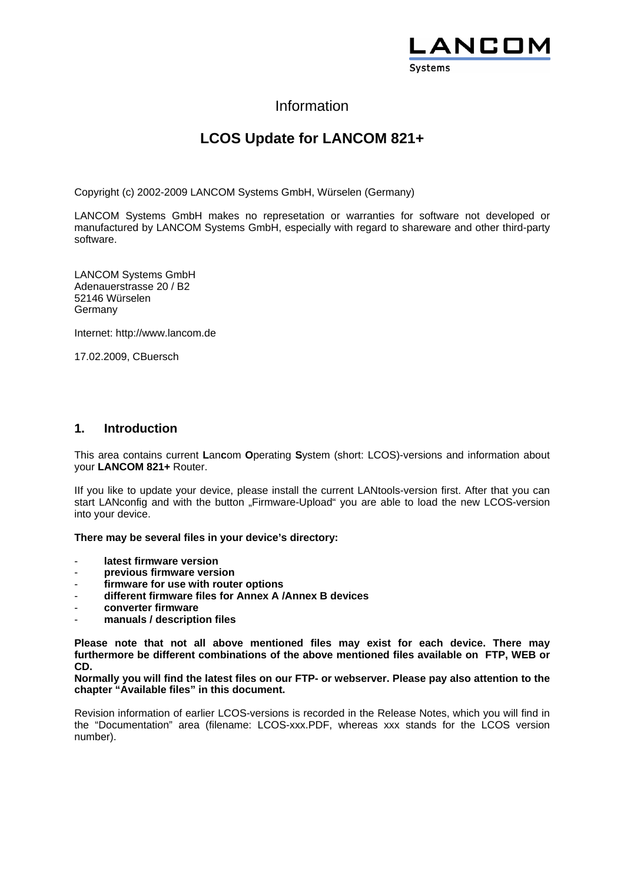# Information

## LCOS Update for LANCOM 821+

Copyright (c) 2002-2009 LANCOM Systems GmbH, Würselen (Germany)

LANCOM Systems GmbH makes no represetation or warranties for software not developed or manufactured by LANCOM Systems GmbH, especially with regard to shareware and other third-party software.

LANCOM Systems GmbH
Adenauerstrasse 20 / B2
52146 Würselen
Germany

Internet: http://www.lancom.de

17.02.2009, CBuersch

## 1. Introduction

This area contains current **L**an**c**om **O**perating **S**ystem (short: LCOS)-versions and information about your **LANCOM 821+** Router.

IIf you like to update your device, please install the current LANtools-version first. After that you can start LANconfig and with the button „Firmware-Upload" you are able to load the new LCOS-version into your device.

**There may be several files in your device's directory:**

- **latest firmware version**
- **previous firmware version**
- **firmware for use with router options**
- **different firmware files for Annex A /Annex B devices**
- **converter firmware**
- **manuals / description files**

**Please note that not all above mentioned files may exist for each device. There may furthermore be different combinations of the above mentioned files available on FTP, WEB or CD.**
**Normally you will find the latest files on our FTP- or webserver. Please pay also attention to the chapter "Available files" in this document.**

Revision information of earlier LCOS-versions is recorded in the Release Notes, which you will find in the "Documentation" area (filename: LCOS-xxx.PDF, whereas xxx stands for the LCOS version number).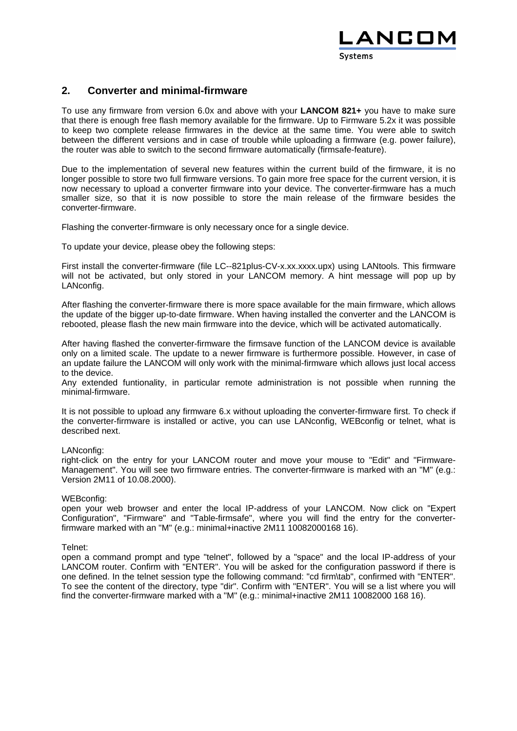## 2. Converter and minimal-firmware

To use any firmware from version 6.0x and above with your **LANCOM 821+** you have to make sure that there is enough free flash memory available for the firmware. Up to Firmware 5.2x it was possible to keep two complete release firmwares in the device at the same time. You were able to switch between the different versions and in case of trouble while uploading a firmware (e.g. power failure), the router was able to switch to the second firmware automatically (firmsafe-feature).

Due to the implementation of several new features within the current build of the firmware, it is no longer possible to store two full firmware versions. To gain more free space for the current version, it is now necessary to upload a converter firmware into your device. The converter-firmware has a much smaller size, so that it is now possible to store the main release of the firmware besides the converter-firmware.

Flashing the converter-firmware is only necessary once for a single device.

To update your device, please obey the following steps:

First install the converter-firmware (file LC--821plus-CV-x.xx.xxxx.upx) using LANtools. This firmware will not be activated, but only stored in your LANCOM memory. A hint message will pop up by LANconfig.

After flashing the converter-firmware there is more space available for the main firmware, which allows the update of the bigger up-to-date firmware. When having installed the converter and the LANCOM is rebooted, please flash the new main firmware into the device, which will be activated automatically.

After having flashed the converter-firmware the firmsave function of the LANCOM device is available only on a limited scale. The update to a newer firmware is furthermore possible. However, in case of an update failure the LANCOM will only work with the minimal-firmware which allows just local access to the device.
Any extended funtionality, in particular remote administration is not possible when running the minimal-firmware.

It is not possible to upload any firmware 6.x without uploading the converter-firmware first. To check if the converter-firmware is installed or active, you can use LANconfig, WEBconfig or telnet, what is described next.

LANconfig:
right-click on the entry for your LANCOM router and move your mouse to "Edit" and "Firmware-Management". You will see two firmware entries. The converter-firmware is marked with an "M" (e.g.: Version 2M11 of 10.08.2000).

WEBconfig:
open your web browser and enter the local IP-address of your LANCOM. Now click on "Expert Configuration", "Firmware" and "Table-firmsafe", where you will find the entry for the converter-firmware marked with an "M" (e.g.: minimal+inactive 2M11 10082000168 16).

Telnet:
open a command prompt and type "telnet", followed by a "space" and the local IP-address of your LANCOM router. Confirm with "ENTER". You will be asked for the configuration password if there is one defined. In the telnet session type the following command: "cd firm\tab", confirmed with "ENTER". To see the content of the directory, type "dir". Confirm with "ENTER". You will se a list where you will find the converter-firmware marked with a "M" (e.g.: minimal+inactive 2M11 10082000 168 16).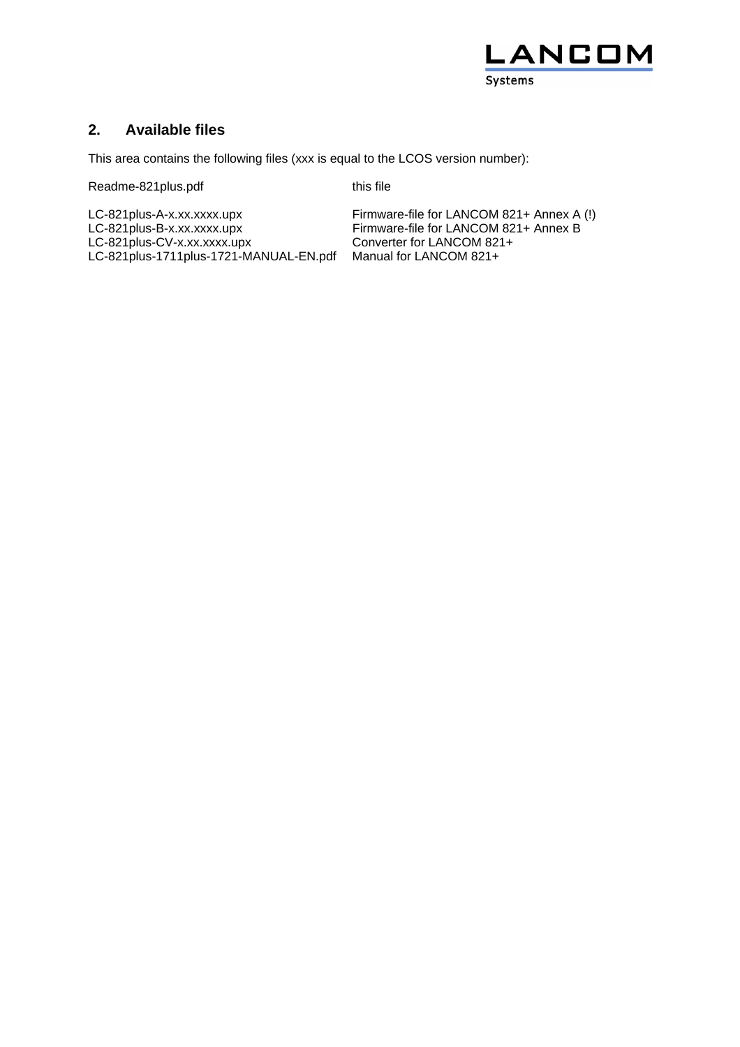## 2. Available files

This area contains the following files (xxx is equal to the LCOS version number):

| | |
|---|---|
| Readme-821plus.pdf | this file |
| LC-821plus-A-x.xx.xxxx.upx | Firmware-file for LANCOM 821+ Annex A (!) |
| LC-821plus-B-x.xx.xxxx.upx | Firmware-file for LANCOM 821+ Annex B |
| LC-821plus-CV-x.xx.xxxx.upx | Converter for LANCOM 821+ |
| LC-821plus-1711plus-1721-MANUAL-EN.pdf | Manual for LANCOM 821+ |